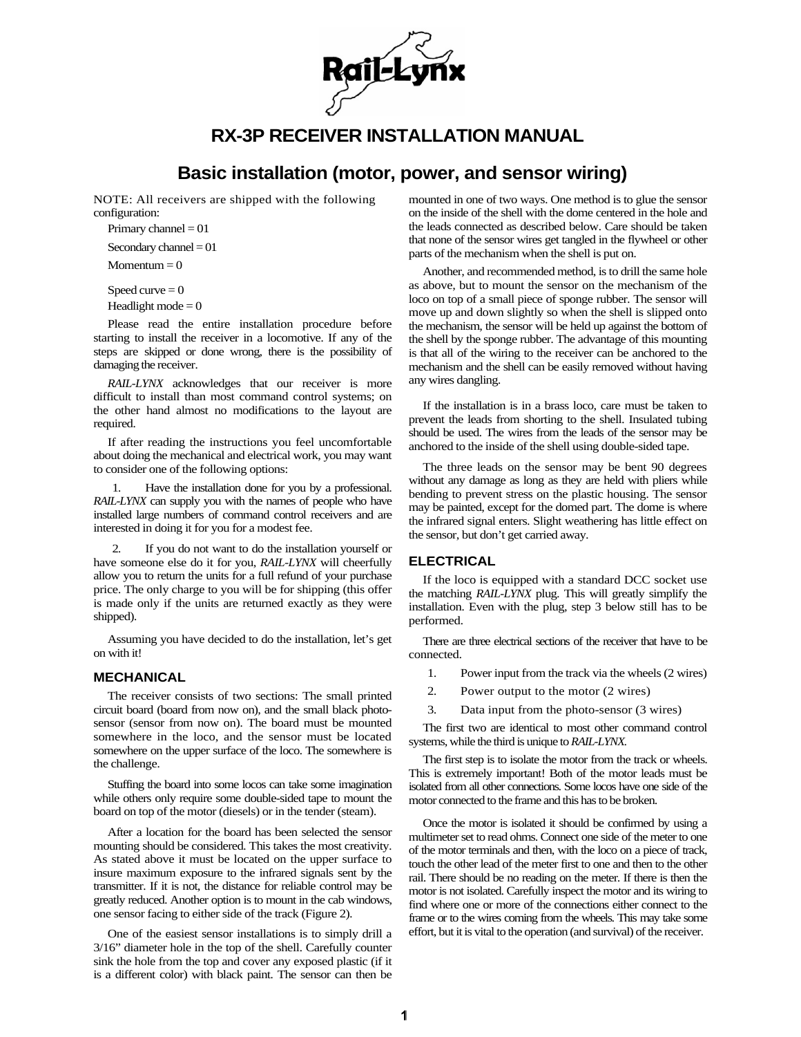# RX-3P RECEIVER INSTALLATION MANUAL

## Basic installation (motor, power, and sensor wiring)

NOTE: All receivers are shipped with the following configuration:

Primary channel = 01

Secondary channel = 01

Momentum = 0

Speed curve = 0

Headlight mode = 0

Please read the entire installation procedure before starting to install the receiver in a locomotive. If any of the steps are skipped or done wrong, there is the possibility of damaging the receiver.

*RAIL-LYNX* acknowledges that our receiver is more difficult to install than most command control systems; on the other hand almost no modifications to the layout are required.

If after reading the instructions you feel uncomfortable about doing the mechanical and electrical work, you may want to consider one of the following options:

1. Have the installation done for you by a professional. *RAIL-LYNX* can supply you with the names of people who have installed large numbers of command control receivers and are interested in doing it for you for a modest fee.

2. If you do not want to do the installation yourself or have someone else do it for you, *RAIL-LYNX* will cheerfully allow you to return the units for a full refund of your purchase price. The only charge to you will be for shipping (this offer is made only if the units are returned exactly as they were shipped).

Assuming you have decided to do the installation, let's get on with it!

### MECHANICAL

The receiver consists of two sections: The small printed circuit board (board from now on), and the small black photo-sensor (sensor from now on). The board must be mounted somewhere in the loco, and the sensor must be located somewhere on the upper surface of the loco. The somewhere is the challenge.

Stuffing the board into some locos can take some imagination while others only require some double-sided tape to mount the board on top of the motor (diesels) or in the tender (steam).

After a location for the board has been selected the sensor mounting should be considered. This takes the most creativity. As stated above it must be located on the upper surface to insure maximum exposure to the infrared signals sent by the transmitter. If it is not, the distance for reliable control may be greatly reduced. Another option is to mount in the cab windows, one sensor facing to either side of the track (Figure 2).

One of the easiest sensor installations is to simply drill a 3/16" diameter hole in the top of the shell. Carefully counter sink the hole from the top and cover any exposed plastic (if it is a different color) with black paint. The sensor can then be mounted in one of two ways. One method is to glue the sensor on the inside of the shell with the dome centered in the hole and the leads connected as described below. Care should be taken that none of the sensor wires get tangled in the flywheel or other parts of the mechanism when the shell is put on.

Another, and recommended method, is to drill the same hole as above, but to mount the sensor on the mechanism of the loco on top of a small piece of sponge rubber. The sensor will move up and down slightly so when the shell is slipped onto the mechanism, the sensor will be held up against the bottom of the shell by the sponge rubber. The advantage of this mounting is that all of the wiring to the receiver can be anchored to the mechanism and the shell can be easily removed without having any wires dangling.

If the installation is in a brass loco, care must be taken to prevent the leads from shorting to the shell. Insulated tubing should be used. The wires from the leads of the sensor may be anchored to the inside of the shell using double-sided tape.

The three leads on the sensor may be bent 90 degrees without any damage as long as they are held with pliers while bending to prevent stress on the plastic housing. The sensor may be painted, except for the domed part. The dome is where the infrared signal enters. Slight weathering has little effect on the sensor, but don't get carried away.

### ELECTRICAL

If the loco is equipped with a standard DCC socket use the matching *RAIL-LYNX* plug. This will greatly simplify the installation. Even with the plug, step 3 below still has to be performed.

There are three electrical sections of the receiver that have to be connected.

1. Power input from the track via the wheels (2 wires)
2. Power output to the motor (2 wires)
3. Data input from the photo-sensor (3 wires)

The first two are identical to most other command control systems, while the third is unique to *RAIL-LYNX*.

The first step is to isolate the motor from the track or wheels. This is extremely important! Both of the motor leads must be isolated from all other connections. Some locos have one side of the motor connected to the frame and this has to be broken.

Once the motor is isolated it should be confirmed by using a multimeter set to read ohms. Connect one side of the meter to one of the motor terminals and then, with the loco on a piece of track, touch the other lead of the meter first to one and then to the other rail. There should be no reading on the meter. If there is then the motor is not isolated. Carefully inspect the motor and its wiring to find where one or more of the connections either connect to the frame or to the wires coming from the wheels. This may take some effort, but it is vital to the operation (and survival) of the receiver.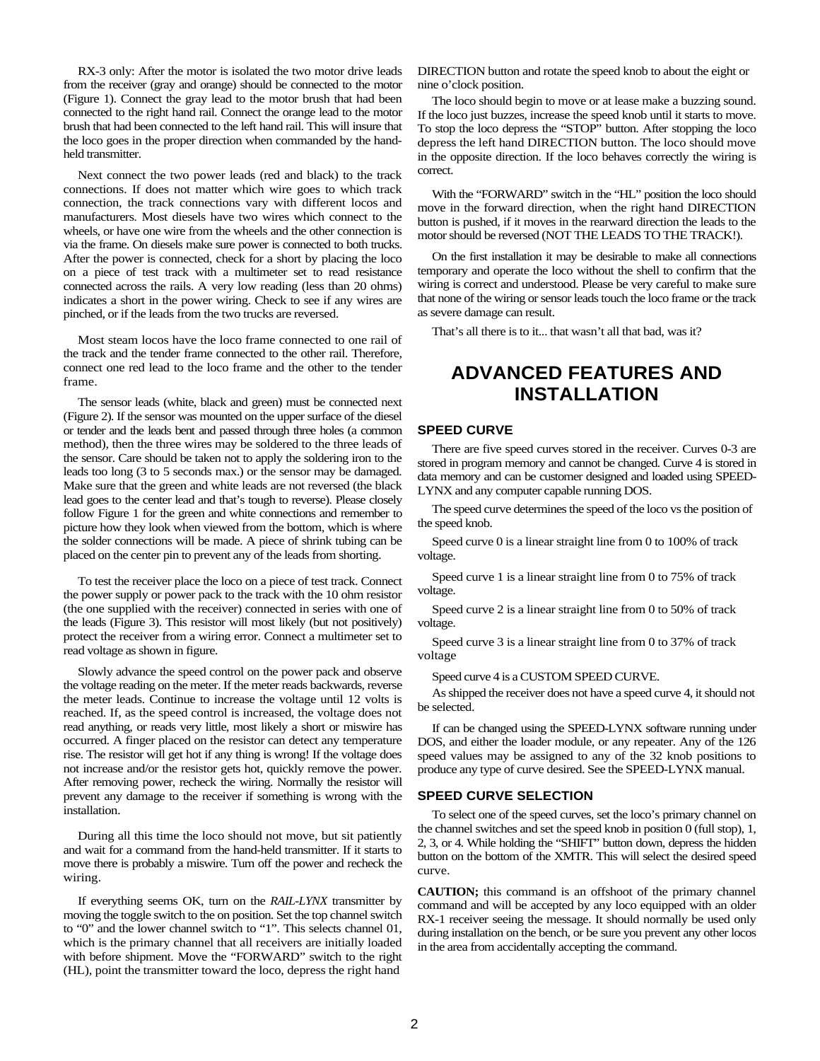RX-3 only: After the motor is isolated the two motor drive leads from the receiver (gray and orange) should be connected to the motor (Figure 1). Connect the gray lead to the motor brush that had been connected to the right hand rail. Connect the orange lead to the motor brush that had been connected to the left hand rail. This will insure that the loco goes in the proper direction when commanded by the hand-held transmitter.

Next connect the two power leads (red and black) to the track connections. If does not matter which wire goes to which track connection, the track connections vary with different locos and manufacturers. Most diesels have two wires which connect to the wheels, or have one wire from the wheels and the other connection is via the frame. On diesels make sure power is connected to both trucks. After the power is connected, check for a short by placing the loco on a piece of test track with a multimeter set to read resistance connected across the rails. A very low reading (less than 20 ohms) indicates a short in the power wiring. Check to see if any wires are pinched, or if the leads from the two trucks are reversed.

Most steam locos have the loco frame connected to one rail of the track and the tender frame connected to the other rail. Therefore, connect one red lead to the loco frame and the other to the tender frame.

The sensor leads (white, black and green) must be connected next (Figure 2). If the sensor was mounted on the upper surface of the diesel or tender and the leads bent and passed through three holes (a common method), then the three wires may be soldered to the three leads of the sensor. Care should be taken not to apply the soldering iron to the leads too long (3 to 5 seconds max.) or the sensor may be damaged. Make sure that the green and white leads are not reversed (the black lead goes to the center lead and that's tough to reverse). Please closely follow Figure 1 for the green and white connections and remember to picture how they look when viewed from the bottom, which is where the solder connections will be made. A piece of shrink tubing can be placed on the center pin to prevent any of the leads from shorting.

To test the receiver place the loco on a piece of test track. Connect the power supply or power pack to the track with the 10 ohm resistor (the one supplied with the receiver) connected in series with one of the leads (Figure 3). This resistor will most likely (but not positively) protect the receiver from a wiring error. Connect a multimeter set to read voltage as shown in figure.

Slowly advance the speed control on the power pack and observe the voltage reading on the meter. If the meter reads backwards, reverse the meter leads. Continue to increase the voltage until 12 volts is reached. If, as the speed control is increased, the voltage does not read anything, or reads very little, most likely a short or miswire has occurred. A finger placed on the resistor can detect any temperature rise. The resistor will get hot if any thing is wrong! If the voltage does not increase and/or the resistor gets hot, quickly remove the power. After removing power, recheck the wiring. Normally the resistor will prevent any damage to the receiver if something is wrong with the installation.

During all this time the loco should not move, but sit patiently and wait for a command from the hand-held transmitter. If it starts to move there is probably a miswire. Turn off the power and recheck the wiring.

If everything seems OK, turn on the *RAIL-LYNX* transmitter by moving the toggle switch to the on position. Set the top channel switch to "0" and the lower channel switch to "1". This selects channel 01, which is the primary channel that all receivers are initially loaded with before shipment. Move the "FORWARD" switch to the right (HL), point the transmitter toward the loco, depress the right hand DIRECTION button and rotate the speed knob to about the eight or nine o'clock position.

The loco should begin to move or at lease make a buzzing sound. If the loco just buzzes, increase the speed knob until it starts to move. To stop the loco depress the "STOP" button. After stopping the loco depress the left hand DIRECTION button. The loco should move in the opposite direction. If the loco behaves correctly the wiring is correct.

With the "FORWARD" switch in the "HL" position the loco should move in the forward direction, when the right hand DIRECTION button is pushed, if it moves in the rearward direction the leads to the motor should be reversed (NOT THE LEADS TO THE TRACK!).

On the first installation it may be desirable to make all connections temporary and operate the loco without the shell to confirm that the wiring is correct and understood. Please be very careful to make sure that none of the wiring or sensor leads touch the loco frame or the track as severe damage can result.

That's all there is to it... that wasn't all that bad, was it?

# ADVANCED FEATURES AND INSTALLATION

## SPEED CURVE

There are five speed curves stored in the receiver. Curves 0-3 are stored in program memory and cannot be changed. Curve 4 is stored in data memory and can be customer designed and loaded using SPEED-LYNX and any computer capable running DOS.

The speed curve determines the speed of the loco vs the position of the speed knob.

Speed curve 0 is a linear straight line from 0 to 100% of track voltage.

Speed curve 1 is a linear straight line from 0 to 75% of track voltage.

Speed curve 2 is a linear straight line from 0 to 50% of track voltage.

Speed curve 3 is a linear straight line from 0 to 37% of track voltage

Speed curve 4 is a CUSTOM SPEED CURVE.

As shipped the receiver does not have a speed curve 4, it should not be selected.

If can be changed using the SPEED-LYNX software running under DOS, and either the loader module, or any repeater. Any of the 126 speed values may be assigned to any of the 32 knob positions to produce any type of curve desired. See the SPEED-LYNX manual.

## SPEED CURVE SELECTION

To select one of the speed curves, set the loco's primary channel on the channel switches and set the speed knob in position 0 (full stop), 1, 2, 3, or 4. While holding the "SHIFT" button down, depress the hidden button on the bottom of the XMTR. This will select the desired speed curve.

**CAUTION;** this command is an offshoot of the primary channel command and will be accepted by any loco equipped with an older RX-1 receiver seeing the message. It should normally be used only during installation on the bench, or be sure you prevent any other locos in the area from accidentally accepting the command.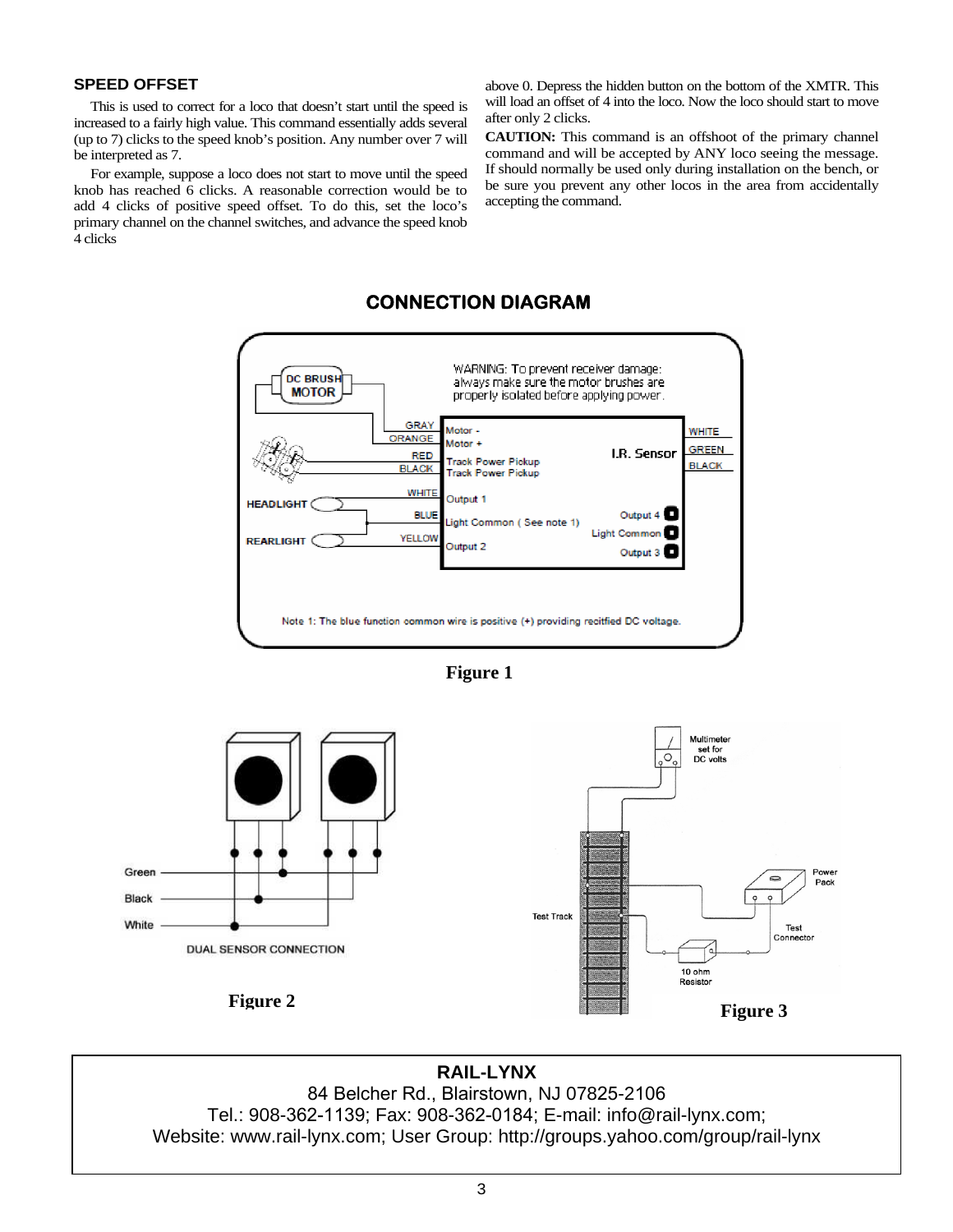## SPEED OFFSET

This is used to correct for a loco that doesn't start until the speed is increased to a fairly high value. This command essentially adds several (up to 7) clicks to the speed knob's position. Any number over 7 will be interpreted as 7.

For example, suppose a loco does not start to move until the speed knob has reached 6 clicks. A reasonable correction would be to add 4 clicks of positive speed offset. To do this, set the loco's primary channel on the channel switches, and advance the speed knob 4 clicks above 0. Depress the hidden button on the bottom of the XMTR. This will load an offset of 4 into the loco. Now the loco should start to move after only 2 clicks.

**CAUTION:** This command is an offshoot of the primary channel command and will be accepted by ANY loco seeing the message. If should normally be used only during installation on the bench, or be sure you prevent any other locos in the area from accidentally accepting the command.

## CONNECTION DIAGRAM

WARNING: To prevent receiver damage: always make sure the motor brushes are properly isolated before applying power.

DC BRUSH MOTOR

| Wire | Connection |
|---|---|
| GRAY | Motor - |
| ORANGE | Motor + |
| RED | Track Power Pickup |
| BLACK | Track Power Pickup |
| WHITE | Output 1 (HEADLIGHT) |
| BLUE | Light Common ( See note 1) |
| YELLOW | Output 2 (REARLIGHT) |

I.R. Sensor: WHITE, GREEN, BLACK

Output 4, Light Common, Output 3

Note 1: The blue function common wire is positive (+) providing recitfied DC voltage.

**Figure 1**

Green, Black, White

DUAL SENSOR CONNECTION

**Figure 2**

Multimeter set for DC volts

Power Pack

Test Track

Test Connector

10 ohm Resistor

**Figure 3**

**RAIL-LYNX**
84 Belcher Rd., Blairstown, NJ 07825-2106
Tel.: 908-362-1139; Fax: 908-362-0184; E-mail: info@rail-lynx.com;
Website: www.rail-lynx.com; User Group: http://groups.yahoo.com/group/rail-lynx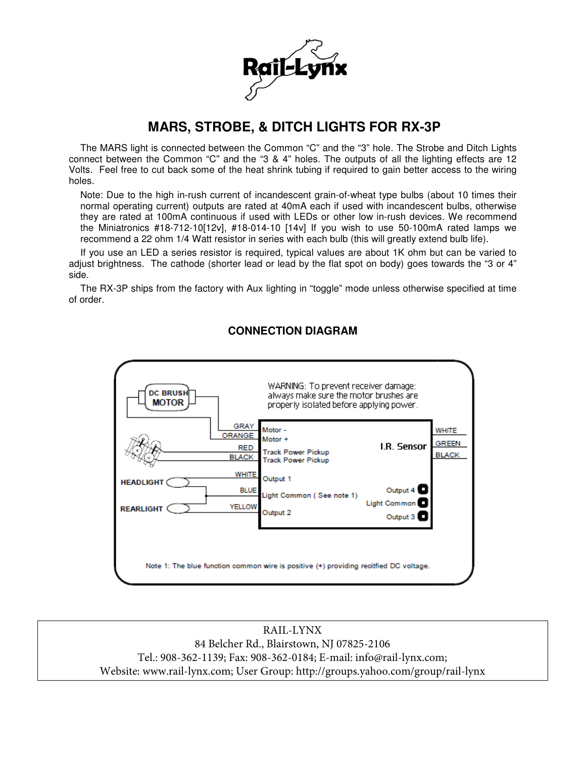# MARS, STROBE, & DITCH LIGHTS FOR RX-3P

The MARS light is connected between the Common "C" and the "3" hole. The Strobe and Ditch Lights connect between the Common "C" and the "3 & 4" holes. The outputs of all the lighting effects are 12 Volts. Feel free to cut back some of the heat shrink tubing if required to gain better access to the wiring holes.

Note: Due to the high in-rush current of incandescent grain-of-wheat type bulbs (about 10 times their normal operating current) outputs are rated at 40mA each if used with incandescent bulbs, otherwise they are rated at 100mA continuous if used with LEDs or other low in-rush devices. We recommend the Miniatronics #18-712-10[12v], #18-014-10 [14v] If you wish to use 50-100mA rated lamps we recommend a 22 ohm 1/4 Watt resistor in series with each bulb (this will greatly extend bulb life).

If you use an LED a series resistor is required, typical values are about 1K ohm but can be varied to adjust brightness. The cathode (shorter lead or lead by the flat spot on body) goes towards the "3 or 4" side.

The RX-3P ships from the factory with Aux lighting in "toggle" mode unless otherwise specified at time of order.

### CONNECTION DIAGRAM

DC BRUSH MOTOR

WARNING: To prevent receiver damage: always make sure the motor brushes are properly isolated before applying power.

GRAY — Motor -
ORANGE — Motor +
RED — Track Power Pickup
BLACK — Track Power Pickup
HEADLIGHT — WHITE — Output 1
BLUE — Light Common ( See note 1)
REARLIGHT — YELLOW — Output 2

I.R. Sensor — WHITE, GREEN, BLACK

Output 4
Light Common
Output 3

Note 1: The blue function common wire is positive (+) providing recitfied DC voltage.

RAIL-LYNX
84 Belcher Rd., Blairstown, NJ 07825-2106
Tel.: 908-362-1139; Fax: 908-362-0184; E-mail: info@rail-lynx.com;
Website: www.rail-lynx.com; User Group: http://groups.yahoo.com/group/rail-lynx